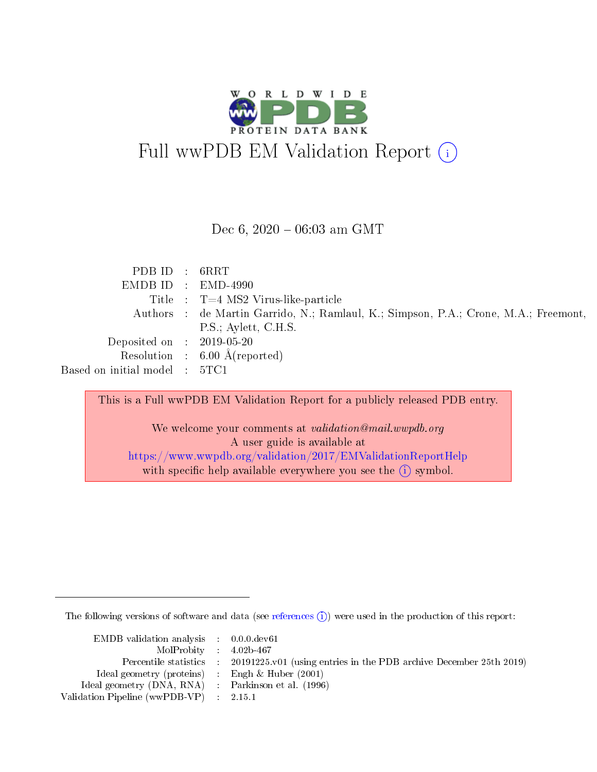# Full wwPDB EM Validation Report (i)

Dec 6, 2020 – 06:03 am GMT

| | | |
|---|---|---|
| PDB ID | : | 6RRT |
| EMDB ID | : | EMD-4990 |
| Title | : | T=4 MS2 Virus-like-particle |
| Authors | : | de Martin Garrido, N.; Ramlaul, K.; Simpson, P.A.; Crone, M.A.; Freemont, P.S.; Aylett, C.H.S. |
| Deposited on | : | 2019-05-20 |
| Resolution | : | 6.00 Å(reported) |
| Based on initial model | : | 5TC1 |

This is a Full wwPDB EM Validation Report for a publicly released PDB entry.

We welcome your comments at *validation@mail.wwpdb.org*
A user guide is available at
https://www.wwpdb.org/validation/2017/EMValidationReportHelp
with specific help available everywhere you see the (i) symbol.

---

The following versions of software and data (see references (i)) were used in the production of this report:

| | | |
|---|---|---|
| EMDB validation analysis | : | 0.0.0.dev61 |
| MolProbity | : | 4.02b-467 |
| Percentile statistics | : | 20191225.v01 (using entries in the PDB archive December 25th 2019) |
| Ideal geometry (proteins) | : | Engh & Huber (2001) |
| Ideal geometry (DNA, RNA) | : | Parkinson et al. (1996) |
| Validation Pipeline (wwPDB-VP) | : | 2.15.1 |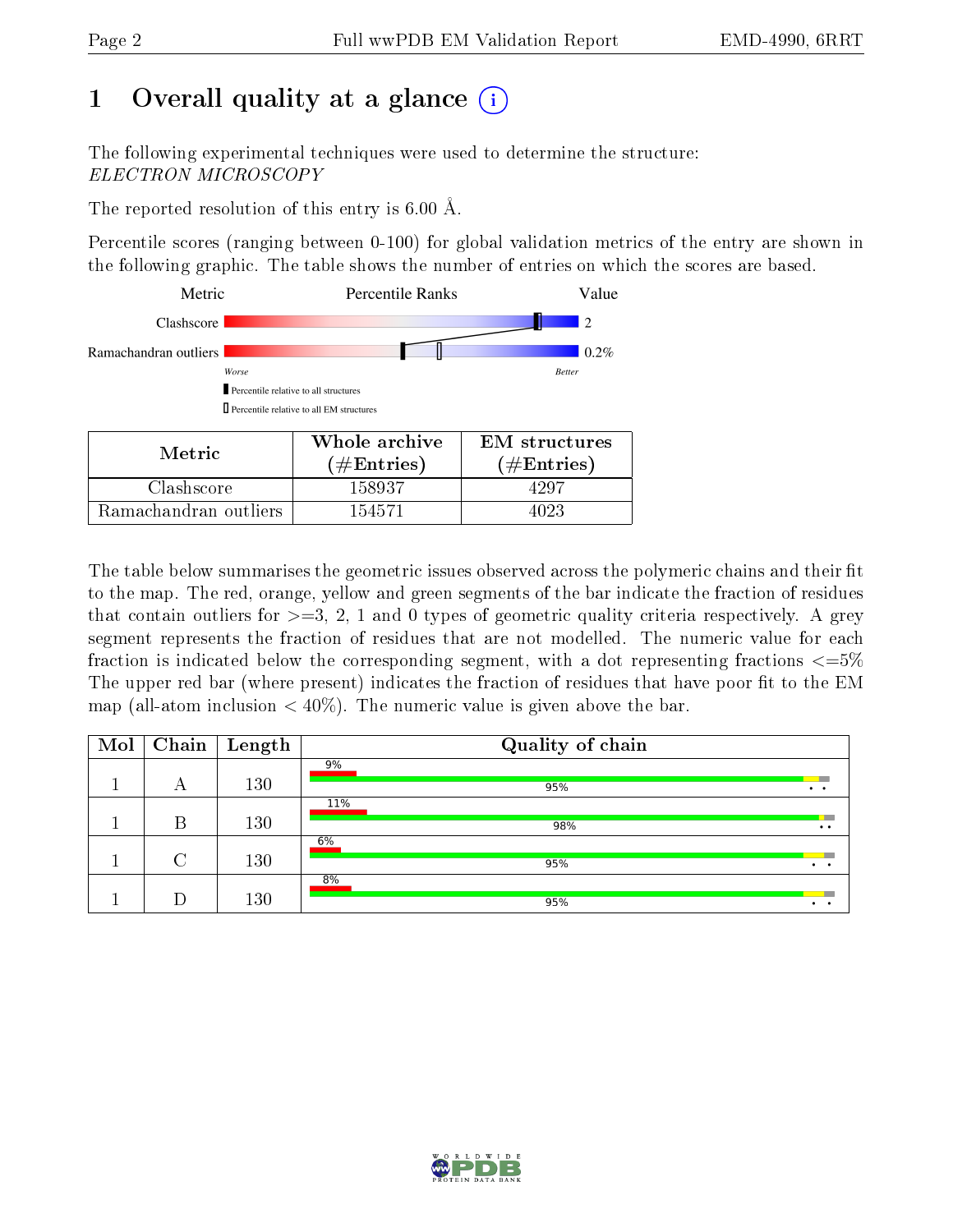# 1 Overall quality at a glance

The following experimental techniques were used to determine the structure:
*ELECTRON MICROSCOPY*

The reported resolution of this entry is 6.00 Å.

Percentile scores (ranging between 0-100) for global validation metrics of the entry are shown in the following graphic. The table shows the number of entries on which the scores are based.

| Metric | Percentile Ranks | Value |
|---|---|---|
| Clashscore | | 2 |
| Ramachandran outliers | | 0.2% |

Worse — Better

▮ Percentile relative to all structures

▯ Percentile relative to all EM structures

| Metric | Whole archive (#Entries) | EM structures (#Entries) |
|---|---|---|
| Clashscore | 158937 | 4297 |
| Ramachandran outliers | 154571 | 4023 |

The table below summarises the geometric issues observed across the polymeric chains and their fit to the map. The red, orange, yellow and green segments of the bar indicate the fraction of residues that contain outliers for >=3, 2, 1 and 0 types of geometric quality criteria respectively. A grey segment represents the fraction of residues that are not modelled. The numeric value for each fraction is indicated below the corresponding segment, with a dot representing fractions <=5% The upper red bar (where present) indicates the fraction of residues that have poor fit to the EM map (all-atom inclusion < 40%). The numeric value is given above the bar.

| Mol | Chain | Length | Quality of chain |
|---|---|---|---|
| 1 | A | 130 | 9% (poor fit); 95% • • |
| 1 | B | 130 | 11% (poor fit); 98% • • |
| 1 | C | 130 | 6% (poor fit); 95% • • |
| 1 | D | 130 | 8% (poor fit); 95% • • |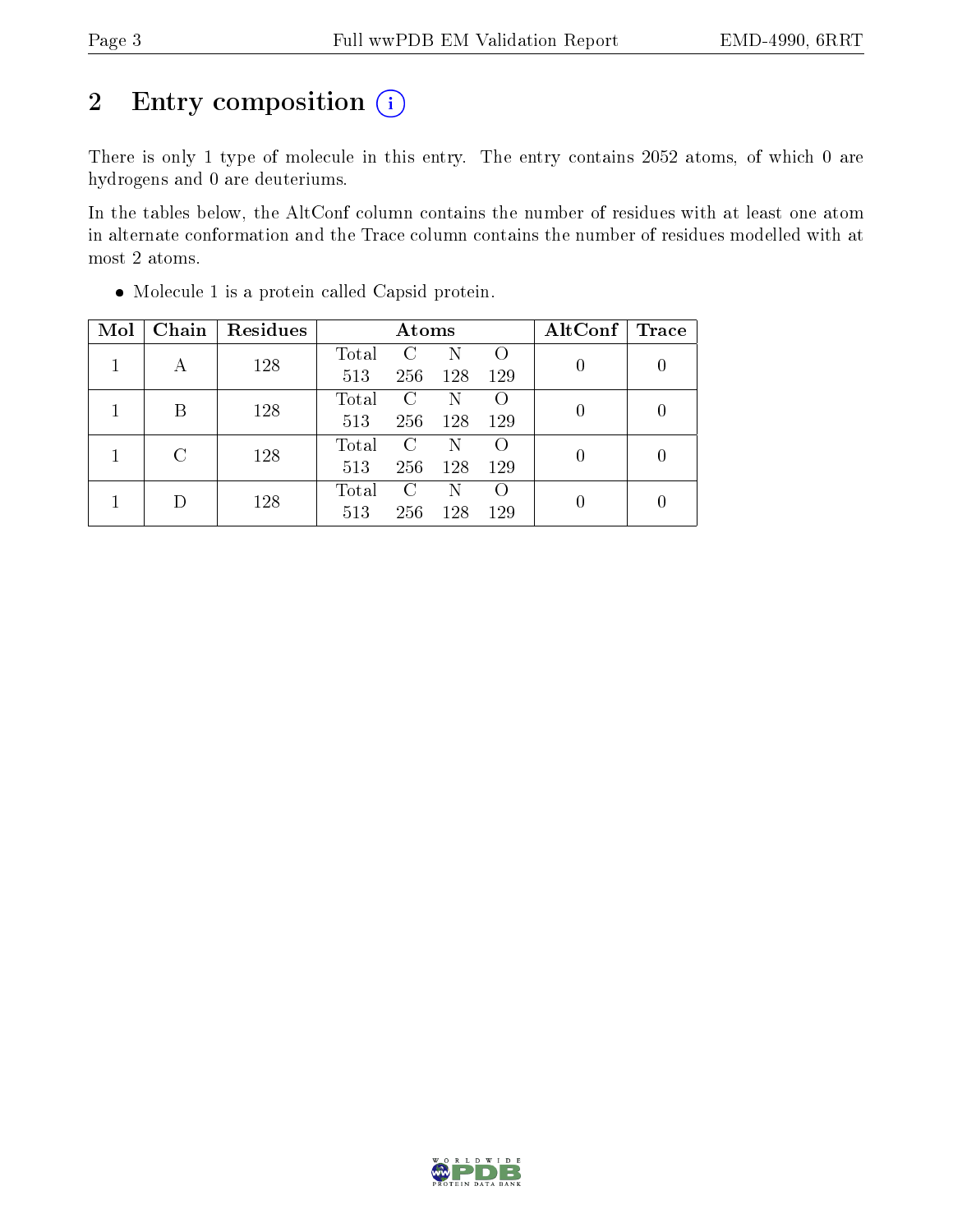## 2 Entry composition (i)

There is only 1 type of molecule in this entry. The entry contains 2052 atoms, of which 0 are hydrogens and 0 are deuteriums.

In the tables below, the AltConf column contains the number of residues with at least one atom in alternate conformation and the Trace column contains the number of residues modelled with at most 2 atoms.

- Molecule 1 is a protein called Capsid protein.

| Mol | Chain | Residues | Atoms | | | | AltConf | Trace |
|---|---|---|---|---|---|---|---|---|
| | | | Total | C | N | O | | |
| 1 | A | 128 | 513 | 256 | 128 | 129 | 0 | 0 |
| 1 | B | 128 | 513 | 256 | 128 | 129 | 0 | 0 |
| 1 | C | 128 | 513 | 256 | 128 | 129 | 0 | 0 |
| 1 | D | 128 | 513 | 256 | 128 | 129 | 0 | 0 |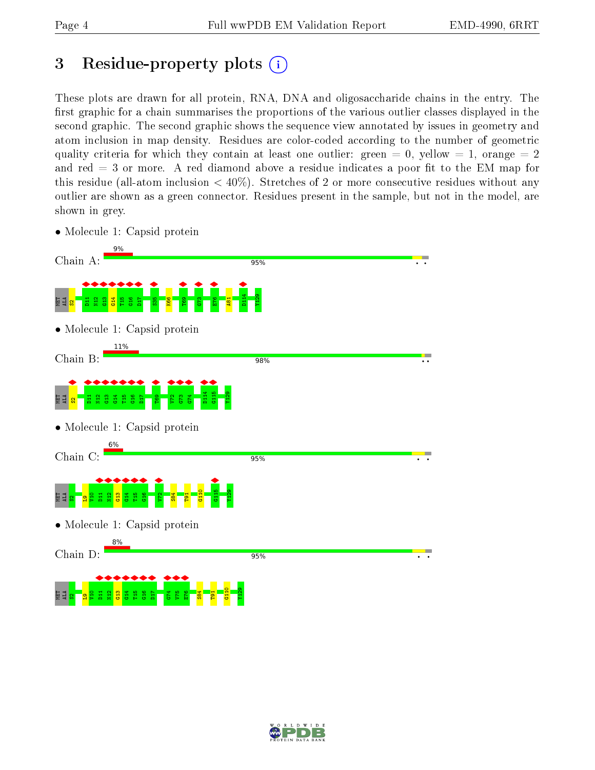# 3 Residue-property plots

These plots are drawn for all protein, RNA, DNA and oligosaccharide chains in the entry. The first graphic for a chain summarises the proportions of the various outlier classes displayed in the second graphic. The second graphic shows the sequence view annotated by issues in geometry and atom inclusion in map density. Residues are color-coded according to the number of geometric quality criteria for which they contain at least one outlier: green = 0, yellow = 1, orange = 2 and red = 3 or more. A red diamond above a residue indicates a poor fit to the EM map for this residue (all-atom inclusion < 40%). Stretches of 2 or more consecutive residues without any outlier are shown as a green connector. Residues present in the sample, but not in the model, are shown in grey.

- Molecule 1: Capsid protein

Chain A: 9% | 95%

MET ALA S2 D11 N12 G13 G14 T15 G16 D17 S35 K66 T69 G73 E76 A81 D114 Y129

- Molecule 1: Capsid protein

Chain B: 11% | 98%

MET ALA S2 D11 N12 G13 G14 T15 G16 D17 T69 V72 G73 G74 D114 G115 Y129

- Molecule 1: Capsid protein

Chain C: 6% | 95%

MET ALA S2 L9 V10 D11 N12 G13 G14 T15 G16 V72 S84 T91 G110 G115 Y129

- Molecule 1: Capsid protein

Chain D: 8% | 95%

MET ALA S2 L9 V10 D11 N12 G13 G14 T15 G16 D17 G74 V75 E76 S84 T91 G110 Y129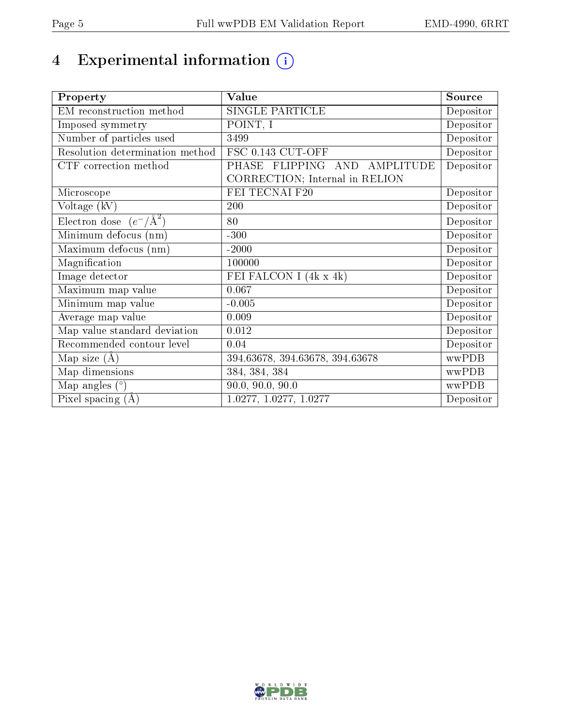# 4 Experimental information

| Property | Value | Source |
|---|---|---|
| EM reconstruction method | SINGLE PARTICLE | Depositor |
| Imposed symmetry | POINT, I | Depositor |
| Number of particles used | 3499 | Depositor |
| Resolution determination method | FSC 0.143 CUT-OFF | Depositor |
| CTF correction method | PHASE FLIPPING AND AMPLITUDE CORRECTION; Internal in RELION | Depositor |
| Microscope | FEI TECNAI F20 | Depositor |
| Voltage (kV) | 200 | Depositor |
| Electron dose ($e^-/\text{Å}^2$) | 80 | Depositor |
| Minimum defocus (nm) | -300 | Depositor |
| Maximum defocus (nm) | -2000 | Depositor |
| Magnification | 100000 | Depositor |
| Image detector | FEI FALCON I (4k x 4k) | Depositor |
| Maximum map value | 0.067 | Depositor |
| Minimum map value | -0.005 | Depositor |
| Average map value | 0.009 | Depositor |
| Map value standard deviation | 0.012 | Depositor |
| Recommended contour level | 0.04 | Depositor |
| Map size (Å) | 394.63678, 394.63678, 394.63678 | wwPDB |
| Map dimensions | 384, 384, 384 | wwPDB |
| Map angles (°) | 90.0, 90.0, 90.0 | wwPDB |
| Pixel spacing (Å) | 1.0277, 1.0277, 1.0277 | Depositor |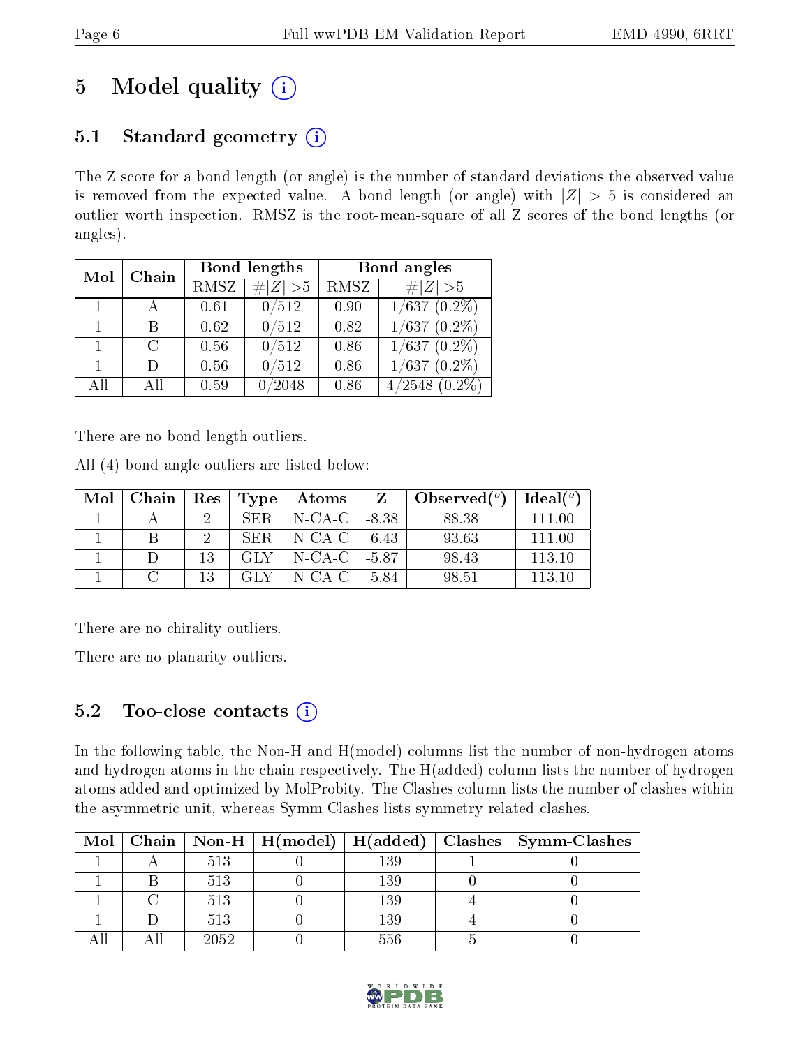# 5 Model quality

## 5.1 Standard geometry

The Z score for a bond length (or angle) is the number of standard deviations the observed value is removed from the expected value. A bond length (or angle) with $|Z| > 5$ is considered an outlier worth inspection. RMSZ is the root-mean-square of all Z scores of the bond lengths (or angles).

| Mol | Chain | Bond lengths | | Bond angles | |
|---|---|---|---|---|---|
| | | RMSZ | #\|Z\| >5 | RMSZ | #\|Z\| >5 |
| 1 | A | 0.61 | 0/512 | 0.90 | 1/637 (0.2%) |
| 1 | B | 0.62 | 0/512 | 0.82 | 1/637 (0.2%) |
| 1 | C | 0.56 | 0/512 | 0.86 | 1/637 (0.2%) |
| 1 | D | 0.56 | 0/512 | 0.86 | 1/637 (0.2%) |
| All | All | 0.59 | 0/2048 | 0.86 | 4/2548 (0.2%) |

There are no bond length outliers.

All (4) bond angle outliers are listed below:

| Mol | Chain | Res | Type | Atoms | Z | Observed(°) | Ideal(°) |
|---|---|---|---|---|---|---|---|
| 1 | A | 2 | SER | N-CA-C | -8.38 | 88.38 | 111.00 |
| 1 | B | 2 | SER | N-CA-C | -6.43 | 93.63 | 111.00 |
| 1 | D | 13 | GLY | N-CA-C | -5.87 | 98.43 | 113.10 |
| 1 | C | 13 | GLY | N-CA-C | -5.84 | 98.51 | 113.10 |

There are no chirality outliers.

There are no planarity outliers.

## 5.2 Too-close contacts

In the following table, the Non-H and H(model) columns list the number of non-hydrogen atoms and hydrogen atoms in the chain respectively. The H(added) column lists the number of hydrogen atoms added and optimized by MolProbity. The Clashes column lists the number of clashes within the asymmetric unit, whereas Symm-Clashes lists symmetry-related clashes.

| Mol | Chain | Non-H | H(model) | H(added) | Clashes | Symm-Clashes |
|---|---|---|---|---|---|---|
| 1 | A | 513 | 0 | 139 | 1 | 0 |
| 1 | B | 513 | 0 | 139 | 0 | 0 |
| 1 | C | 513 | 0 | 139 | 4 | 0 |
| 1 | D | 513 | 0 | 139 | 4 | 0 |
| All | All | 2052 | 0 | 556 | 5 | 0 |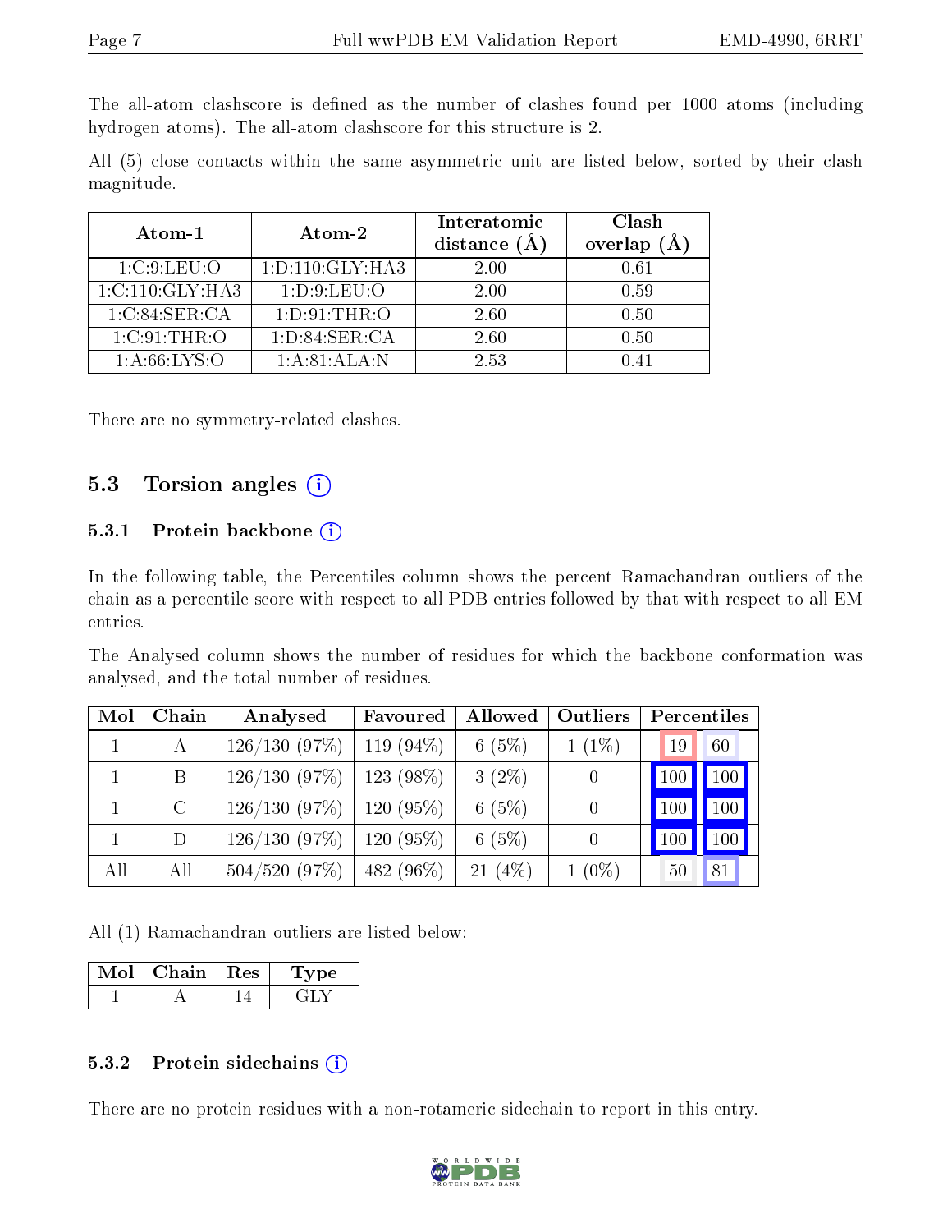The all-atom clashscore is defined as the number of clashes found per 1000 atoms (including hydrogen atoms). The all-atom clashscore for this structure is 2.

All (5) close contacts within the same asymmetric unit are listed below, sorted by their clash magnitude.

| Atom-1 | Atom-2 | Interatomic distance (Å) | Clash overlap (Å) |
|---|---|---|---|
| 1:C:9:LEU:O | 1:D:110:GLY:HA3 | 2.00 | 0.61 |
| 1:C:110:GLY:HA3 | 1:D:9:LEU:O | 2.00 | 0.59 |
| 1:C:84:SER:CA | 1:D:91:THR:O | 2.60 | 0.50 |
| 1:C:91:THR:O | 1:D:84:SER:CA | 2.60 | 0.50 |
| 1:A:66:LYS:O | 1:A:81:ALA:N | 2.53 | 0.41 |

There are no symmetry-related clashes.

## 5.3 Torsion angles (i)

### 5.3.1 Protein backbone (i)

In the following table, the Percentiles column shows the percent Ramachandran outliers of the chain as a percentile score with respect to all PDB entries followed by that with respect to all EM entries.

The Analysed column shows the number of residues for which the backbone conformation was analysed, and the total number of residues.

| Mol | Chain | Analysed | Favoured | Allowed | Outliers | Percentiles | |
|---|---|---|---|---|---|---|---|
| 1 | A | 126/130 (97%) | 119 (94%) | 6 (5%) | 1 (1%) | 19 | 60 |
| 1 | B | 126/130 (97%) | 123 (98%) | 3 (2%) | 0 | 100 | 100 |
| 1 | C | 126/130 (97%) | 120 (95%) | 6 (5%) | 0 | 100 | 100 |
| 1 | D | 126/130 (97%) | 120 (95%) | 6 (5%) | 0 | 100 | 100 |
| All | All | 504/520 (97%) | 482 (96%) | 21 (4%) | 1 (0%) | 50 | 81 |

All (1) Ramachandran outliers are listed below:

| Mol | Chain | Res | Type |
|---|---|---|---|
| 1 | A | 14 | GLY |

### 5.3.2 Protein sidechains (i)

There are no protein residues with a non-rotameric sidechain to report in this entry.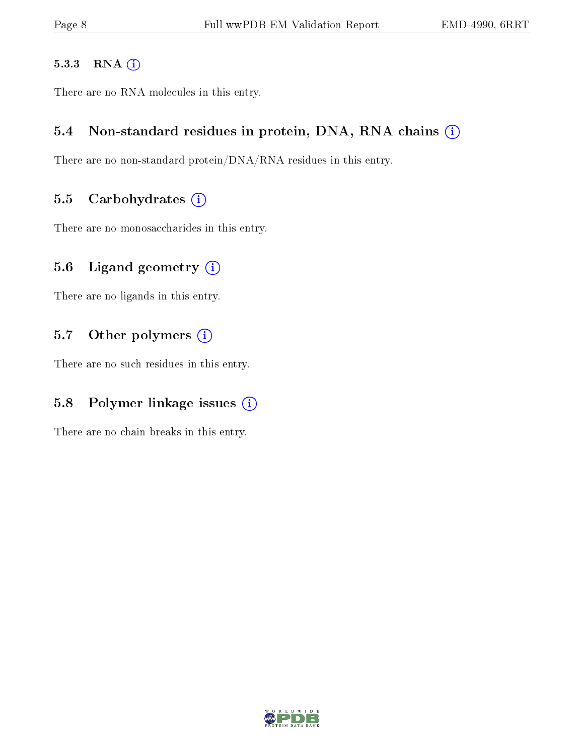#### 5.3.3 RNA

There are no RNA molecules in this entry.

### 5.4 Non-standard residues in protein, DNA, RNA chains

There are no non-standard protein/DNA/RNA residues in this entry.

### 5.5 Carbohydrates

There are no monosaccharides in this entry.

### 5.6 Ligand geometry

There are no ligands in this entry.

### 5.7 Other polymers

There are no such residues in this entry.

### 5.8 Polymer linkage issues

There are no chain breaks in this entry.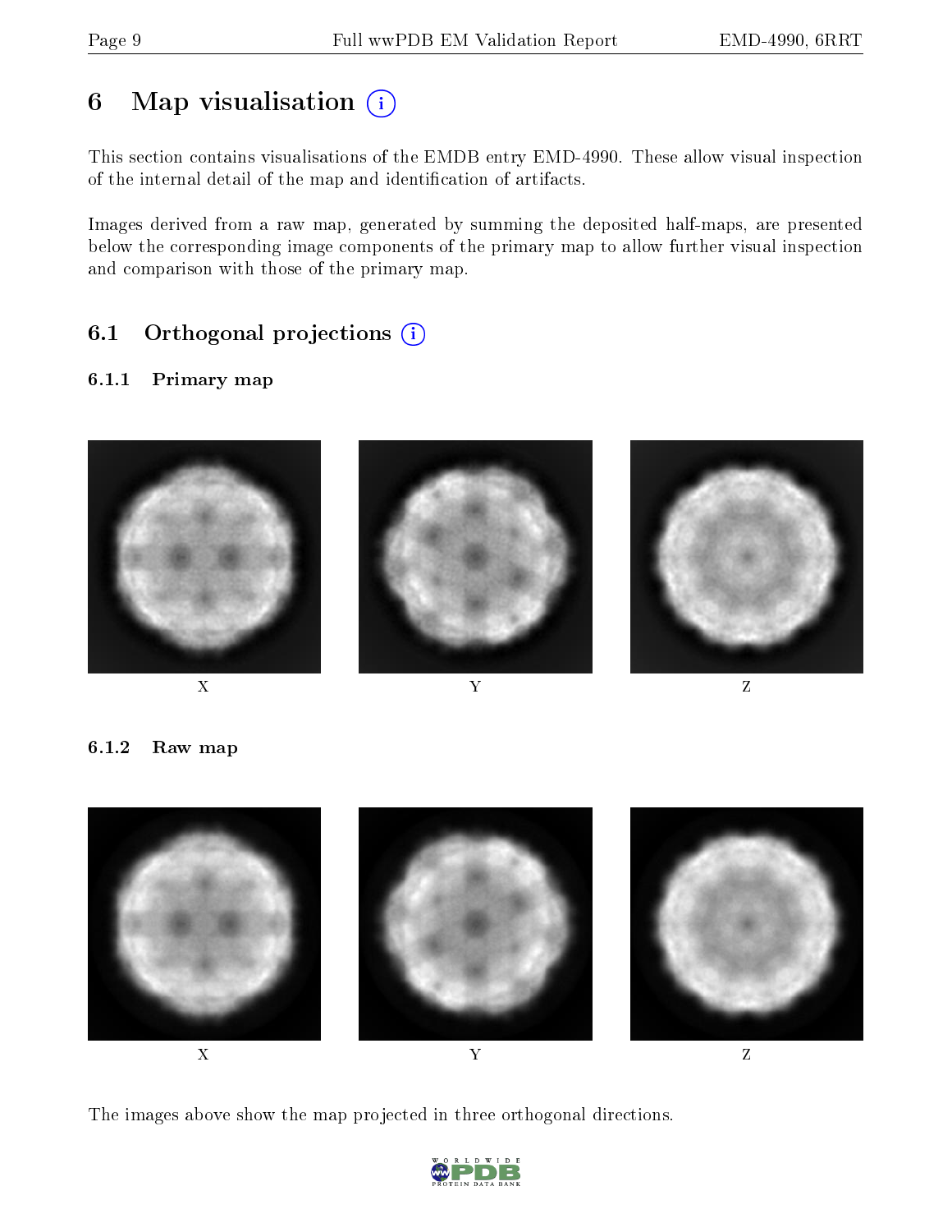# 6 Map visualisation (i)

This section contains visualisations of the EMDB entry EMD-4990. These allow visual inspection of the internal detail of the map and identification of artifacts.

Images derived from a raw map, generated by summing the deposited half-maps, are presented below the corresponding image components of the primary map to allow further visual inspection and comparison with those of the primary map.

## 6.1 Orthogonal projections (i)

### 6.1.1 Primary map

X Y Z

### 6.1.2 Raw map

X Y Z

The images above show the map projected in three orthogonal directions.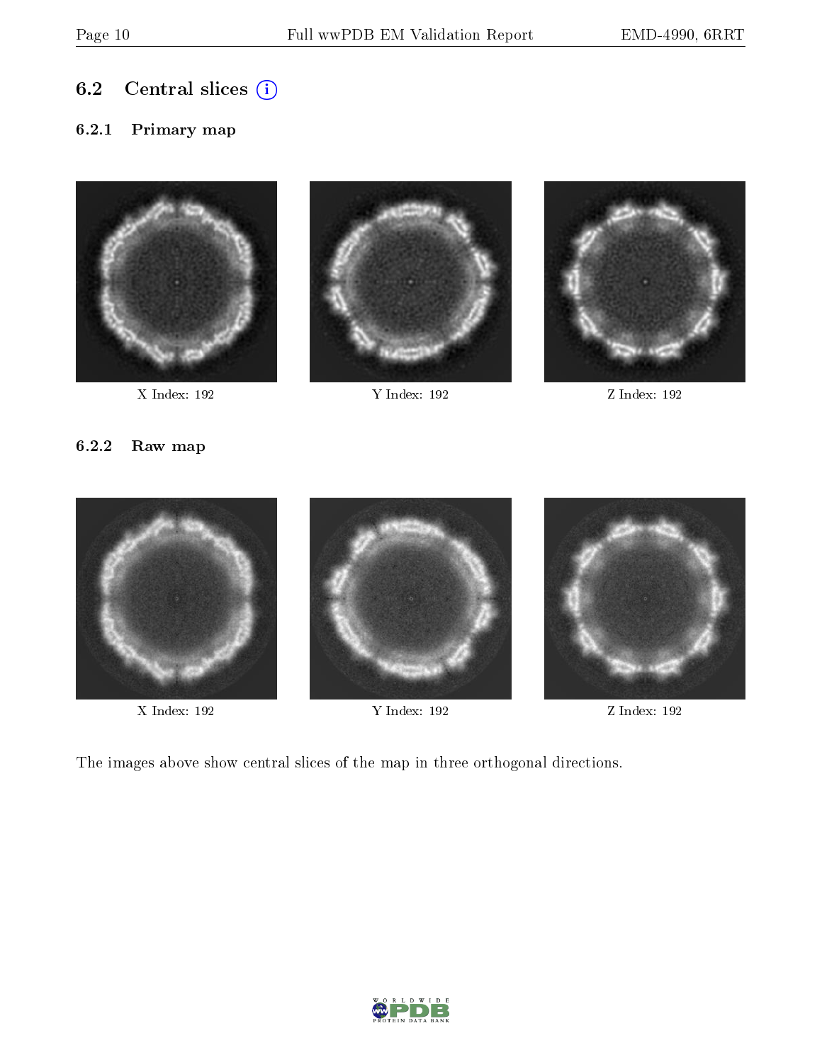## 6.2 Central slices

### 6.2.1 Primary map

X Index: 192

Y Index: 192

Z Index: 192

### 6.2.2 Raw map

X Index: 192

Y Index: 192

Z Index: 192

The images above show central slices of the map in three orthogonal directions.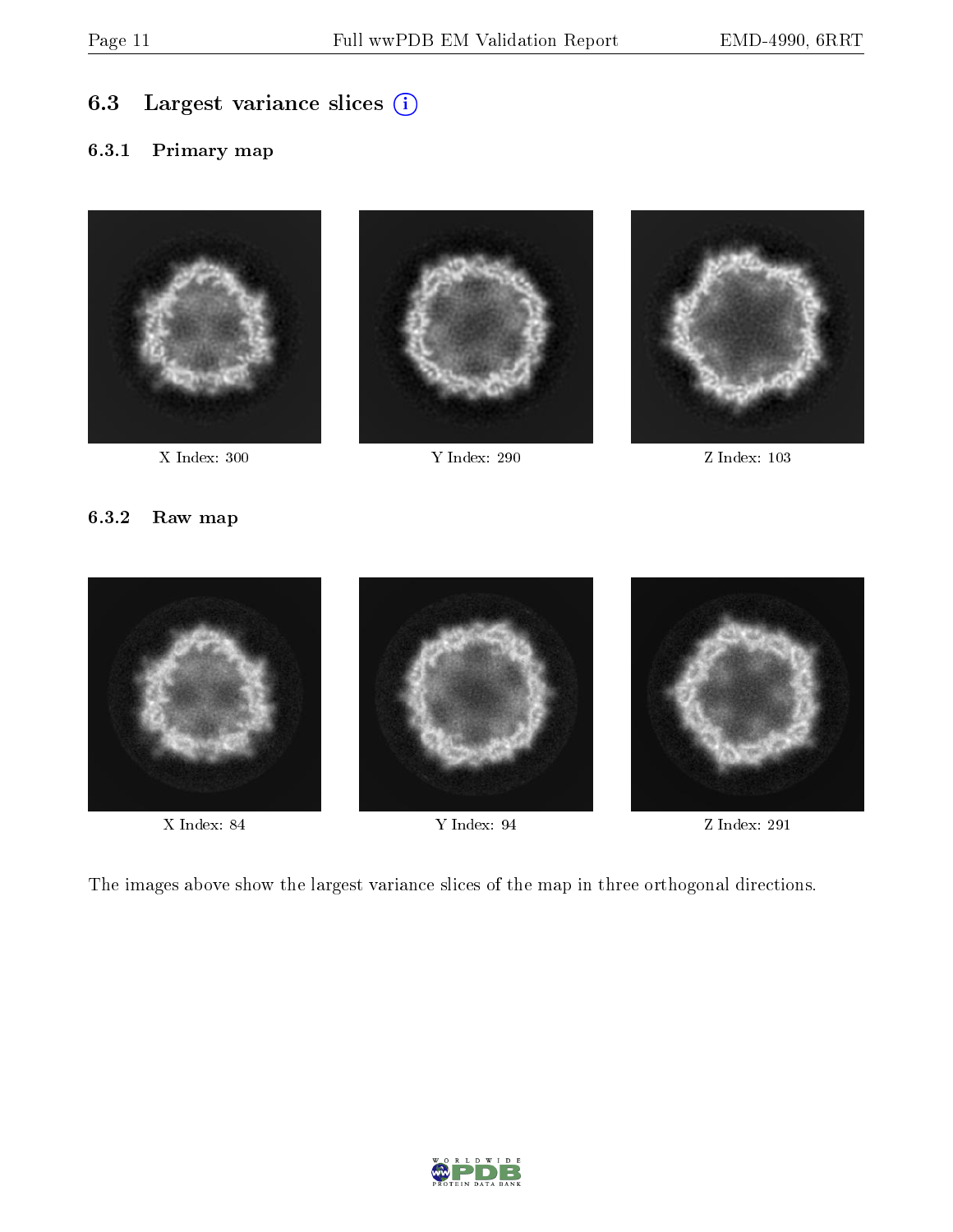### 6.3 Largest variance slices

#### 6.3.1 Primary map

X Index: 300

Y Index: 290

Z Index: 103

#### 6.3.2 Raw map

X Index: 84

Y Index: 94

Z Index: 291

The images above show the largest variance slices of the map in three orthogonal directions.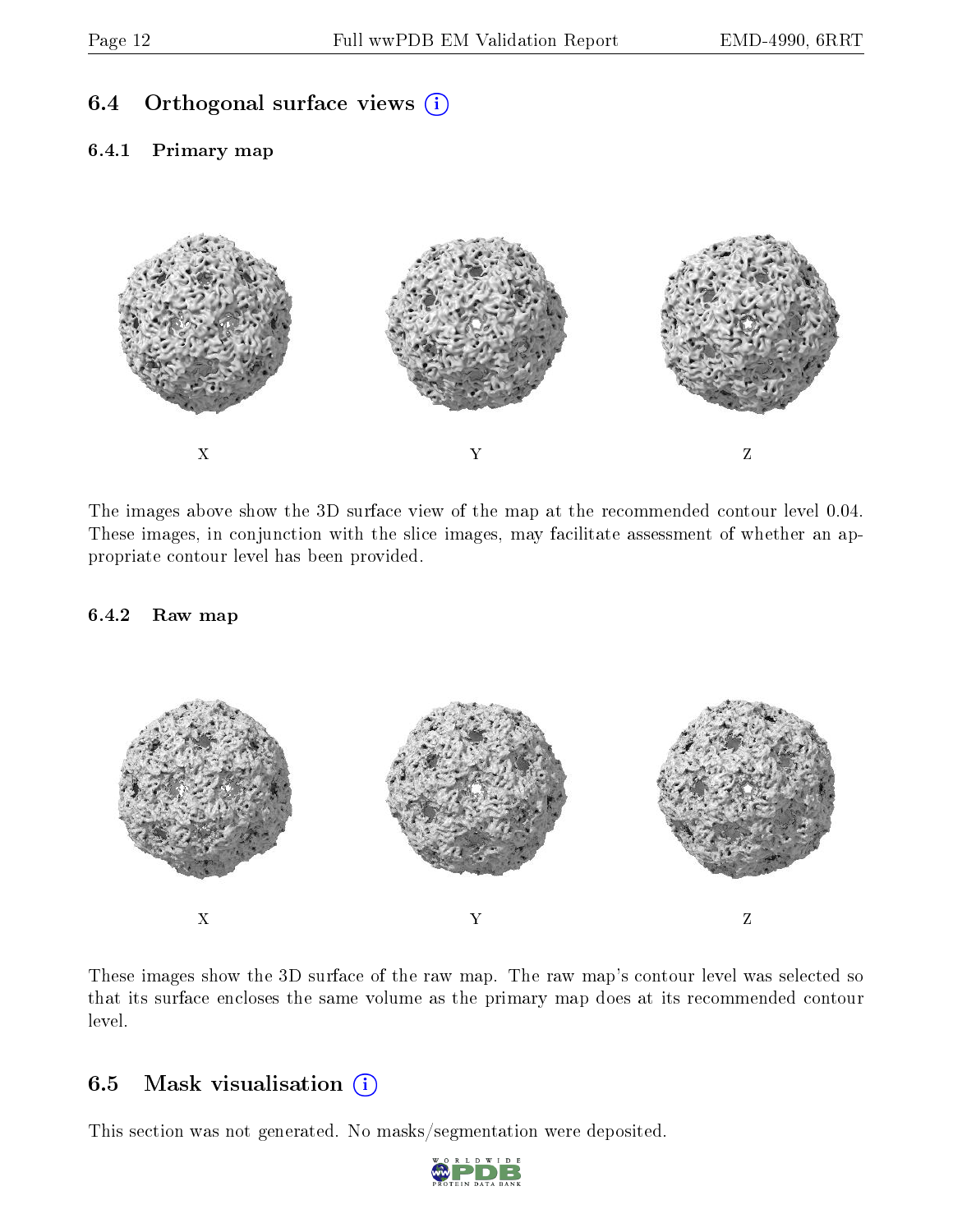## 6.4 Orthogonal surface views

### 6.4.1 Primary map

X Y Z

The images above show the 3D surface view of the map at the recommended contour level 0.04. These images, in conjunction with the slice images, may facilitate assessment of whether an appropriate contour level has been provided.

### 6.4.2 Raw map

X Y Z

These images show the 3D surface of the raw map. The raw map's contour level was selected so that its surface encloses the same volume as the primary map does at its recommended contour level.

## 6.5 Mask visualisation

This section was not generated. No masks/segmentation were deposited.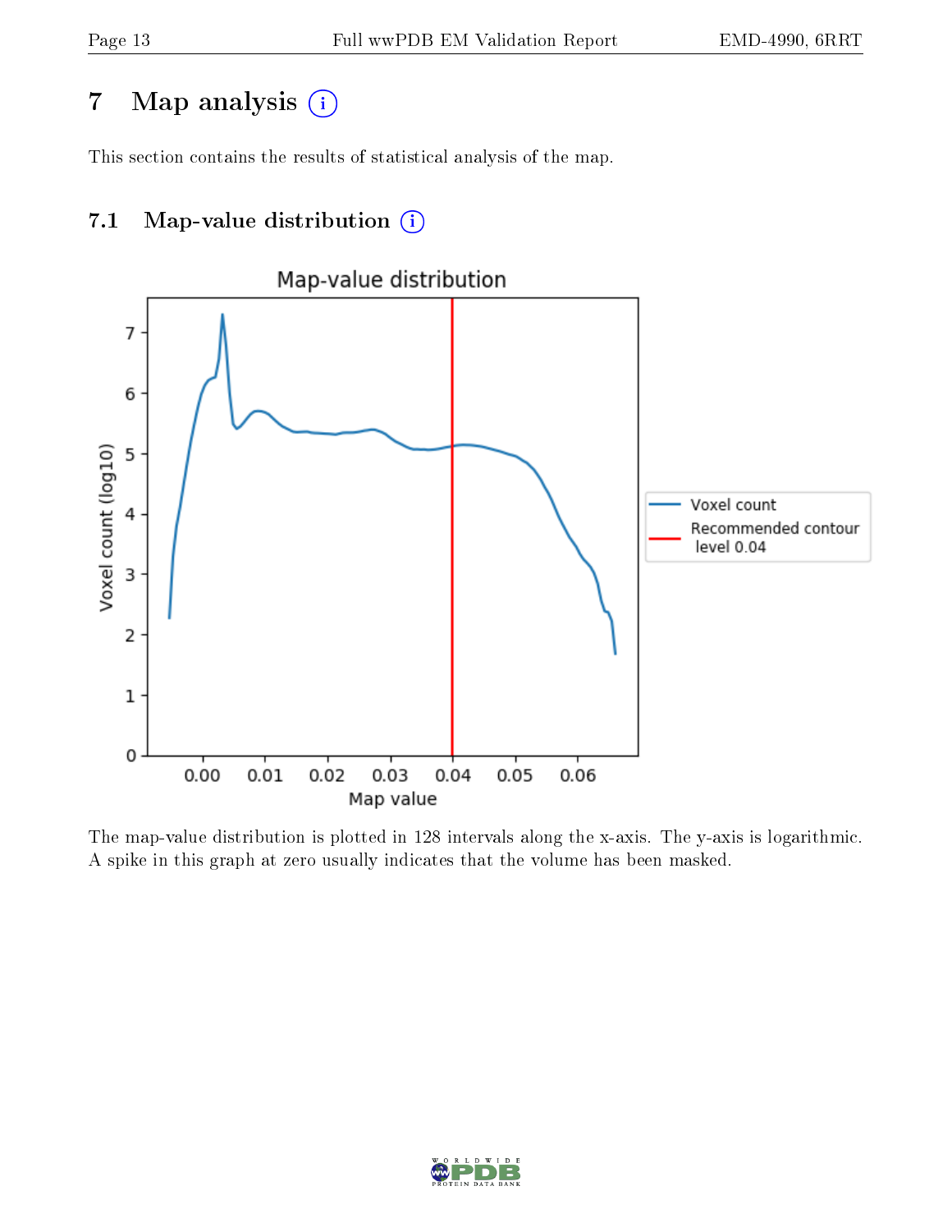# 7 Map analysis

This section contains the results of statistical analysis of the map.

## 7.1 Map-value distribution

The map-value distribution is plotted in 128 intervals along the x-axis. The y-axis is logarithmic. A spike in this graph at zero usually indicates that the volume has been masked.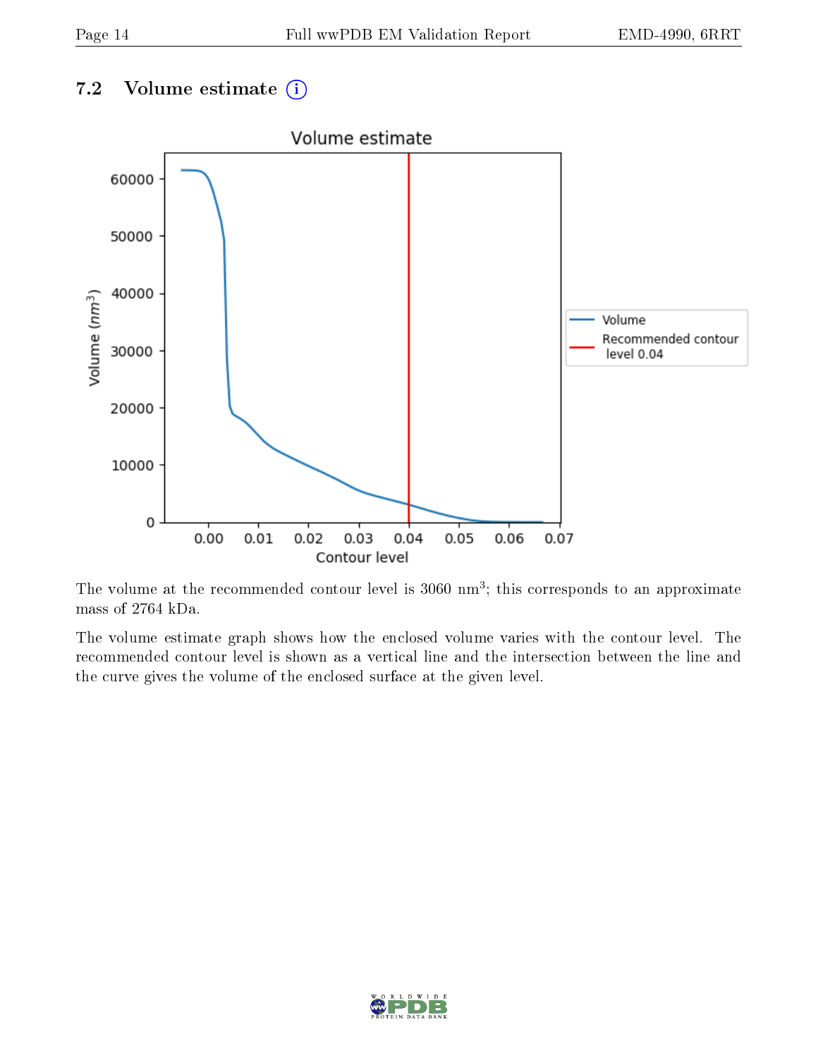### 7.2 Volume estimate (i)

The volume at the recommended contour level is 3060 $nm^3$; this corresponds to an approximate mass of 2764 kDa.

The volume estimate graph shows how the enclosed volume varies with the contour level. The recommended contour level is shown as a vertical line and the intersection between the line and the curve gives the volume of the enclosed surface at the given level.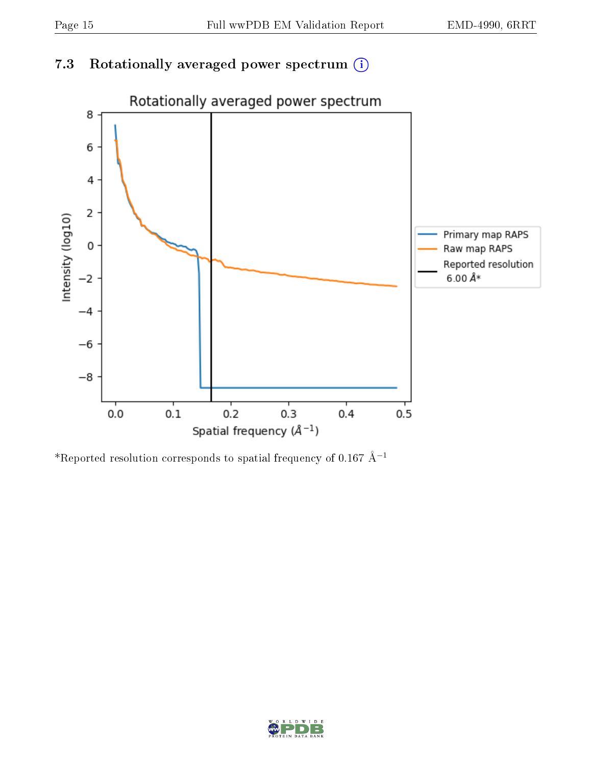## 7.3 Rotationally averaged power spectrum ⓘ

*Reported resolution corresponds to spatial frequency of 0.167 $Å^{-1}$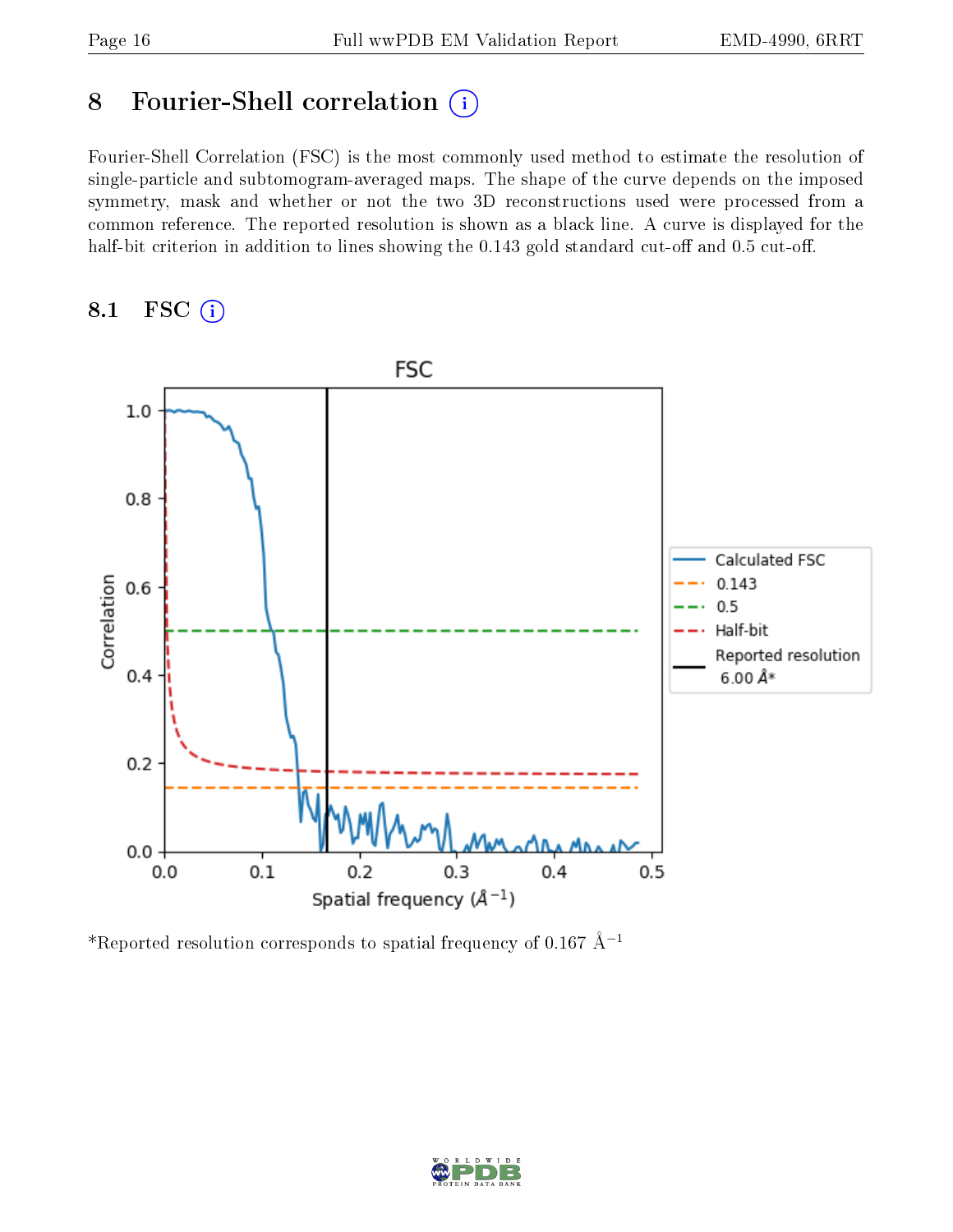# 8 Fourier-Shell correlation

Fourier-Shell Correlation (FSC) is the most commonly used method to estimate the resolution of single-particle and subtomogram-averaged maps. The shape of the curve depends on the imposed symmetry, mask and whether or not the two 3D reconstructions used were processed from a common reference. The reported resolution is shown as a black line. A curve is displayed for the half-bit criterion in addition to lines showing the 0.143 gold standard cut-off and 0.5 cut-off.

## 8.1 FSC

*Reported resolution corresponds to spatial frequency of 0.167 Å$^{-1}$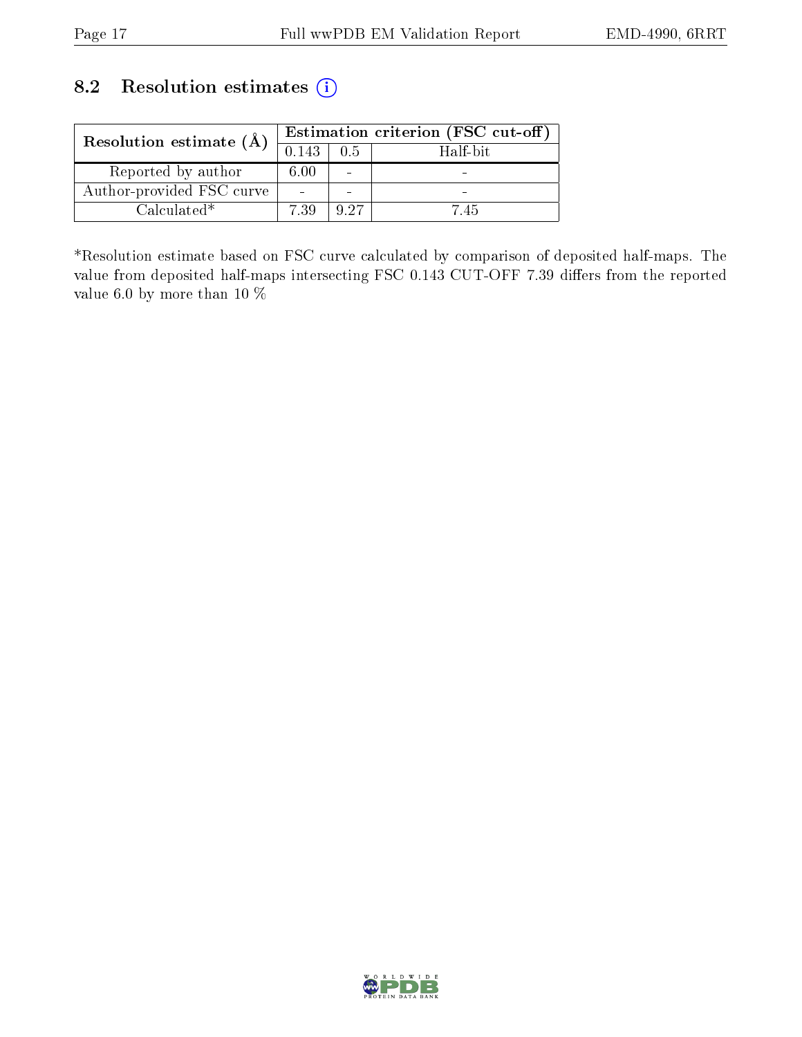## 8.2 Resolution estimates (i)

| Resolution estimate (Å) | Estimation criterion (FSC cut-off) | | |
|---|---|---|---|
| | 0.143 | 0.5 | Half-bit |
| Reported by author | 6.00 | - | - |
| Author-provided FSC curve | - | - | - |
| Calculated* | 7.39 | 9.27 | 7.45 |

*Resolution estimate based on FSC curve calculated by comparison of deposited half-maps. The value from deposited half-maps intersecting FSC 0.143 CUT-OFF 7.39 differs from the reported value 6.0 by more than 10 %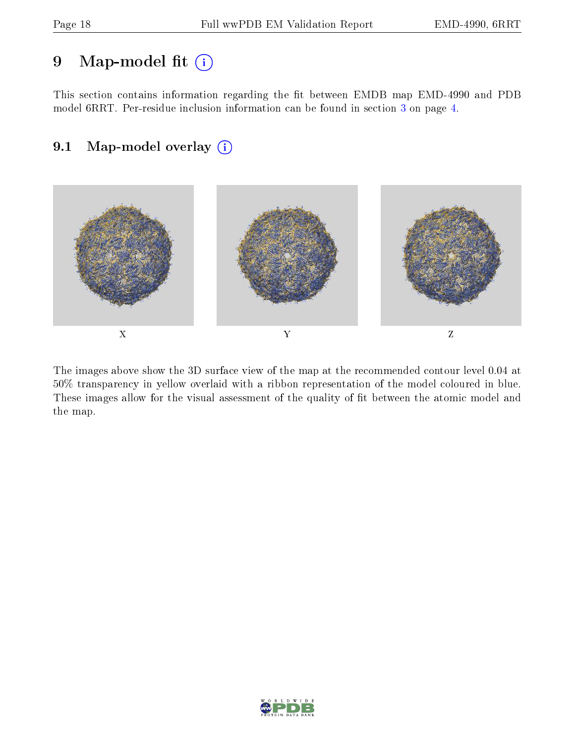# 9 Map-model fit

This section contains information regarding the fit between EMDB map EMD-4990 and PDB model 6RRT. Per-residue inclusion information can be found in section 3 on page 4.

## 9.1 Map-model overlay

X Y Z

The images above show the 3D surface view of the map at the recommended contour level 0.04 at 50% transparency in yellow overlaid with a ribbon representation of the model coloured in blue. These images allow for the visual assessment of the quality of fit between the atomic model and the map.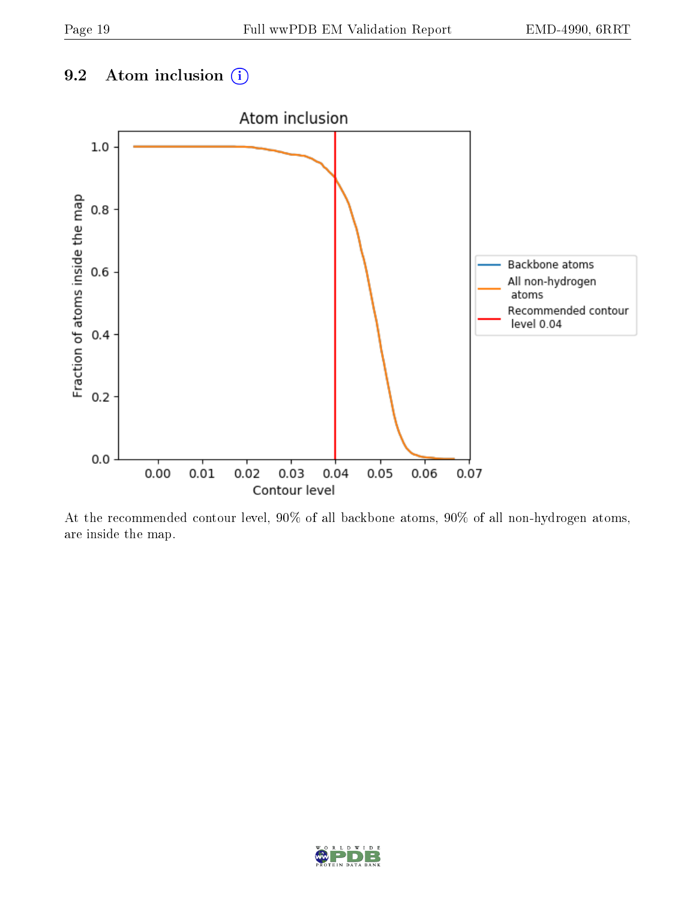## 9.2 Atom inclusion (i)

Atom inclusion

Fraction of atoms inside the map

1.0
0.8
0.6
0.4
0.2
0.0

0.00 0.01 0.02 0.03 0.04 0.05 0.06 0.07

Contour level

Backbone atoms
All non-hydrogen atoms
Recommended contour level 0.04

At the recommended contour level, 90% of all backbone atoms, 90% of all non-hydrogen atoms, are inside the map.